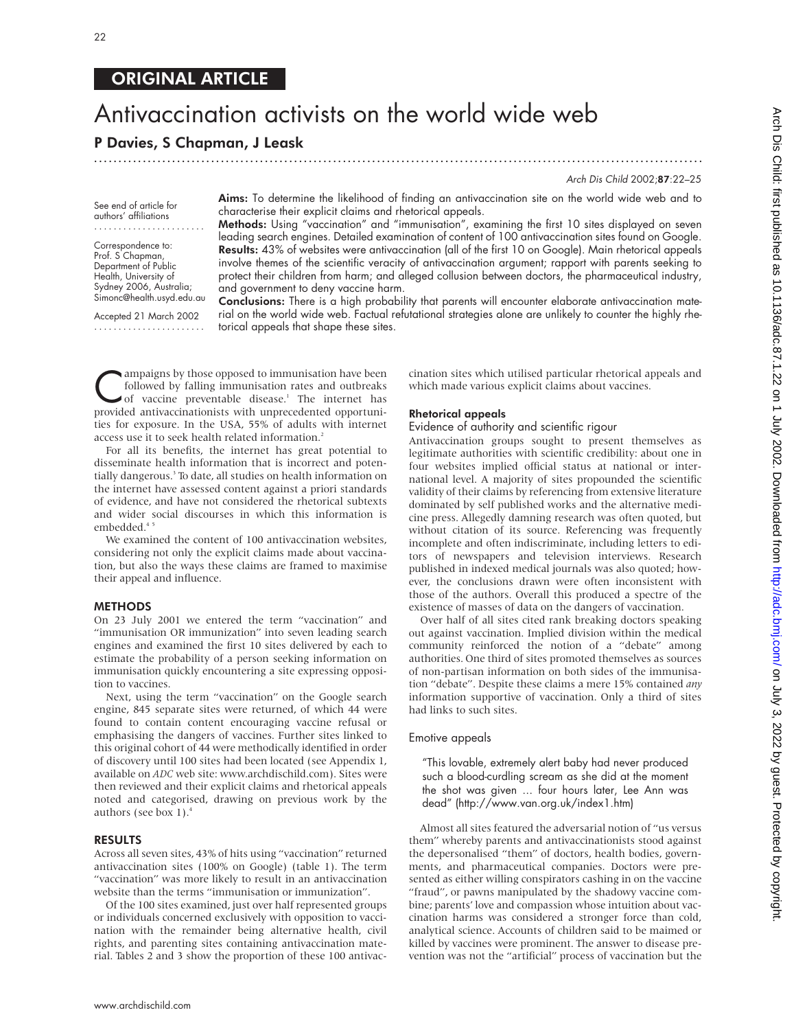## ORIGINAL ARTICLE

# Antivaccination activists on the world wide web

**P Davies, S Chapman, J Leask**

See end of article for authors' affiliations

Correspondence to: Prof. S Chapman, Department of Public Health, University of Sydney 2006, Australia; Simonc@health.usyd.edu.au

Accepted 21 March 2002

**Aims:** To determine the likelihood of finding an antivaccination site on the world wide web and to characterise their explicit claims and rhetorical appeals.

**Methods:** Using "vaccination" and "immunisation", examining the first 10 sites displayed on seven leading search engines. Detailed examination of content of 100 antivaccination sites found on Google.

**Results:** 43% of websites were antivaccination (all of the first 10 on Google). Main rhetorical appeals involve themes of the scientific veracity of antivaccination argument; rapport with parents seeking to protect their children from harm; and alleged collusion between doctors, the pharmaceutical industry, and government to deny vaccine harm.

**Conclusions:** There is a high probability that parents will encounter elaborate antivaccination material on the world wide web. Factual refutational strategies alone are unlikely to counter the highly rhetorical appeals that shape these sites.

Campaigns by those opposed to immunisation have been followed by falling immunisation rates and outbreaks of vaccine preventable disease.[1] The internet has provided antivaccinationists with unprecedented opportunities for exposure. In the USA, 55% of adults with internet access use it to seek health related information.[2]

For all its benefits, the internet has great potential to disseminate health information that is incorrect and potentially dangerous.[3] To date, all studies on health information on the internet have assessed content against a priori standards of evidence, and have not considered the rhetorical subtexts and wider social discourses in which this information is embedded.[4 5]

We examined the content of 100 antivaccination websites, considering not only the explicit claims made about vaccination, but also the ways these claims are framed to maximise their appeal and influence.

## METHODS

On 23 July 2001 we entered the term "vaccination" and "immunisation OR immunization" into seven leading search engines and examined the first 10 sites delivered by each to estimate the probability of a person seeking information on immunisation quickly encountering a site expressing opposition to vaccines.

Next, using the term "vaccination" on the Google search engine, 845 separate sites were returned, of which 44 were found to contain content encouraging vaccine refusal or emphasising the dangers of vaccines. Further sites linked to this original cohort of 44 were methodically identified in order of discovery until 100 sites had been located (see Appendix 1, available on *ADC* web site: www.archdischild.com). Sites were then reviewed and their explicit claims and rhetorical appeals noted and categorised, drawing on previous work by the authors (see box 1).[4]

## RESULTS

Across all seven sites, 43% of hits using "vaccination" returned antivaccination sites (100% on Google) (table 1). The term "vaccination" was more likely to result in an antivaccination website than the terms "immunisation or immunization".

Of the 100 sites examined, just over half represented groups or individuals concerned exclusively with opposition to vaccination with the remainder being alternative health, civil rights, and parenting sites containing antivaccination material. Tables 2 and 3 show the proportion of these 100 antivaccination sites which utilised particular rhetorical appeals and which made various explicit claims about vaccines.

### Rhetorical appeals

#### Evidence of authority and scientific rigour

Antivaccination groups sought to present themselves as legitimate authorities with scientific credibility: about one in four websites implied official status at national or international level. A majority of sites propounded the scientific validity of their claims by referencing from extensive literature dominated by self published works and the alternative medicine press. Allegedly damning research was often quoted, but without citation of its source. Referencing was frequently incomplete and often indiscriminate, including letters to editors of newspapers and television interviews. Research published in indexed medical journals was also quoted; however, the conclusions drawn were often inconsistent with those of the authors. Overall this produced a spectre of the existence of masses of data on the dangers of vaccination.

Over half of all sites cited rank breaking doctors speaking out against vaccination. Implied division within the medical community reinforced the notion of a "debate" among authorities. One third of sites promoted themselves as sources of non-partisan information on both sides of the immunisation "debate". Despite these claims a mere 15% contained *any* information supportive of vaccination. Only a third of sites had links to such sites.

#### Emotive appeals

> "This lovable, extremely alert baby had never produced such a blood-curdling scream as she did at the moment the shot was given ... four hours later, Lee Ann was dead" (http://www.van.org.uk/index1.htm)

Almost all sites featured the adversarial notion of "us versus them" whereby parents and antivaccinationists stood against the depersonalised "them" of doctors, health bodies, governments, and pharmaceutical companies. Doctors were presented as either willing conspirators cashing in on the vaccine "fraud", or pawns manipulated by the shadowy vaccine combine; parents' love and compassion whose intuition about vaccination harms was considered a stronger force than cold, analytical science. Accounts of children said to be maimed or killed by vaccines were prominent. The answer to disease prevention was not the "artificial" process of vaccination but the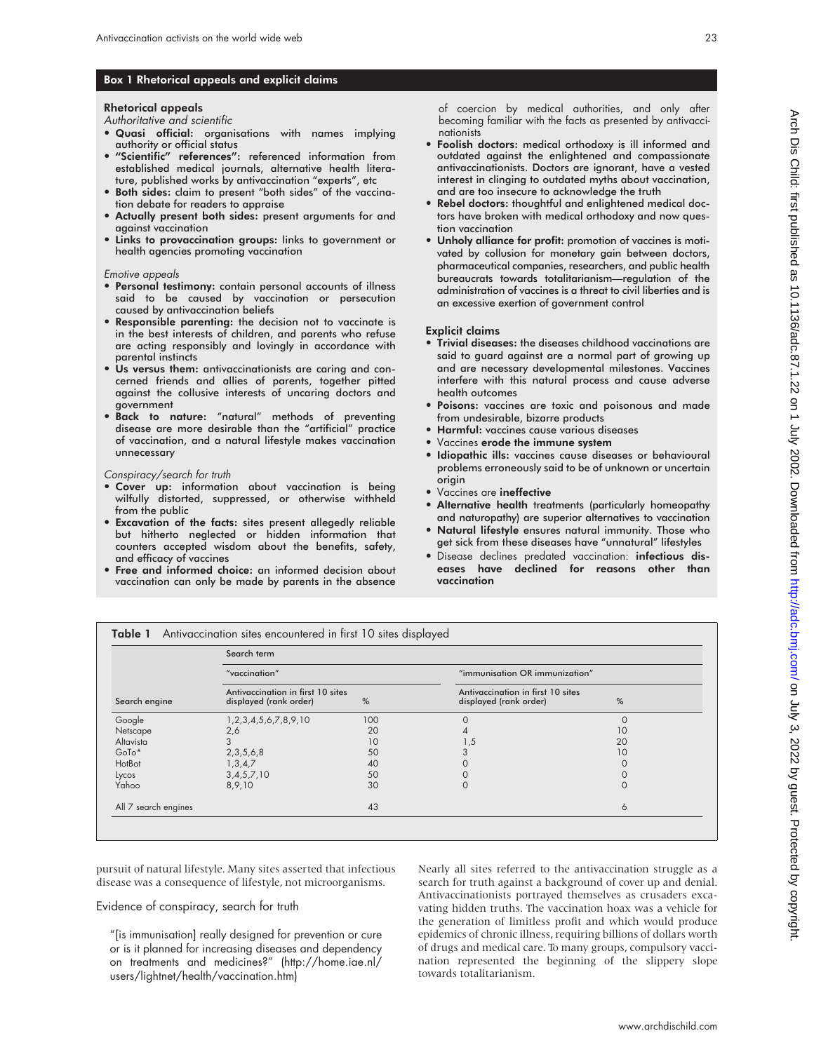### Box 1 Rhetorical appeals and explicit claims

**Rhetorical appeals**

*Authoritative and scientific*

- **Quasi official:** organisations with names implying authority or official status
- **"Scientific" references":** referenced information from established medical journals, alternative health literature, published works by antivaccination "experts", etc
- **Both sides:** claim to present "both sides" of the vaccination debate for readers to appraise
- **Actually present both sides:** present arguments for and against vaccination
- **Links to provaccination groups:** links to government or health agencies promoting vaccination

*Emotive appeals*

- **Personal testimony:** contain personal accounts of illness said to be caused by vaccination or persecution caused by antivaccination beliefs
- **Responsible parenting:** the decision not to vaccinate is in the best interests of children, and parents who refuse are acting responsibly and lovingly in accordance with parental instincts
- **Us versus them:** antivaccinationists are caring and concerned friends and allies of parents, together pitted against the collusive interests of uncaring doctors and government
- **Back to nature:** "natural" methods of preventing disease are more desirable than the "artificial" practice of vaccination, and a natural lifestyle makes vaccination unnecessary

*Conspiracy/search for truth*

- **Cover up:** information about vaccination is being wilfully distorted, suppressed, or otherwise withheld from the public
- **Excavation of the facts:** sites present allegedly reliable but hitherto neglected or hidden information that counters accepted wisdom about the benefits, safety, and efficacy of vaccines
- **Free and informed choice:** an informed decision about vaccination can only be made by parents in the absence of coercion by medical authorities, and only after becoming familiar with the facts as presented by antivaccinationists
- **Foolish doctors:** medical orthodoxy is ill informed and outdated against the enlightened and compassionate antivaccinationists. Doctors are ignorant, have a vested interest in clinging to outdated myths about vaccination, and are too insecure to acknowledge the truth
- **Rebel doctors:** thoughtful and enlightened medical doctors have broken with medical orthodoxy and now question vaccination
- **Unholy alliance for profit:** promotion of vaccines is motivated by collusion for monetary gain between doctors, pharmaceutical companies, researchers, and public health bureaucrats towards totalitarianism—regulation of the administration of vaccines is a threat to civil liberties and is an excessive exertion of government control

**Explicit claims**

- **Trivial diseases:** the diseases childhood vaccinations are said to guard against are a normal part of growing up and are necessary developmental milestones. Vaccines interfere with this natural process and cause adverse health outcomes
- **Poisons:** vaccines are toxic and poisonous and made from undesirable, bizarre products
- **Harmful:** vaccines cause various diseases
- Vaccines **erode the immune system**
- **Idiopathic ills:** vaccines cause diseases or behavioural problems erroneously said to be of unknown or uncertain origin
- Vaccines are **ineffective**
- **Alternative health** treatments (particularly homeopathy and naturopathy) are superior alternatives to vaccination
- **Natural lifestyle** ensures natural immunity. Those who get sick from these diseases have "unnatural" lifestyles
- Disease declines predated vaccination: **infectious diseases have declined for reasons other than vaccination**

**Table 1** Antivaccination sites encountered in first 10 sites displayed

| | Search term | | | |
|---|---|---|---|---|
| | "vaccination" | | "immunisation OR immunization" | |
| Search engine | Antivaccination in first 10 sites displayed (rank order) | % | Antivaccination in first 10 sites displayed (rank order) | % |
| Google | 1,2,3,4,5,6,7,8,9,10 | 100 | 0 | 0 |
| Netscape | 2,6 | 20 | 4 | 10 |
| Altavista | 3 | 10 | 1,5 | 20 |
| GoTo* | 2,3,5,6,8 | 50 | 3 | 10 |
| HotBot | 1,3,4,7 | 40 | 0 | 0 |
| Lycos | 3,4,5,7,10 | 50 | 0 | 0 |
| Yahoo | 8,9,10 | 30 | 0 | 0 |
| All 7 search engines | | 43 | | 6 |

pursuit of natural lifestyle. Many sites asserted that infectious disease was a consequence of lifestyle, not microorganisms.

### Evidence of conspiracy, search for truth

> "[is immunisation] really designed for prevention or cure or is it planned for increasing diseases and dependency on treatments and medicines?" (http://home.iae.nl/users/lightnet/health/vaccination.htm)

Nearly all sites referred to the antivaccination struggle as a search for truth against a background of cover up and denial. Antivaccinationists portrayed themselves as crusaders excavating hidden truths. The vaccination hoax was a vehicle for the generation of limitless profit and which would produce epidemics of chronic illness, requiring billions of dollars worth of drugs and medical care. To many groups, compulsory vaccination represented the beginning of the slippery slope towards totalitarianism.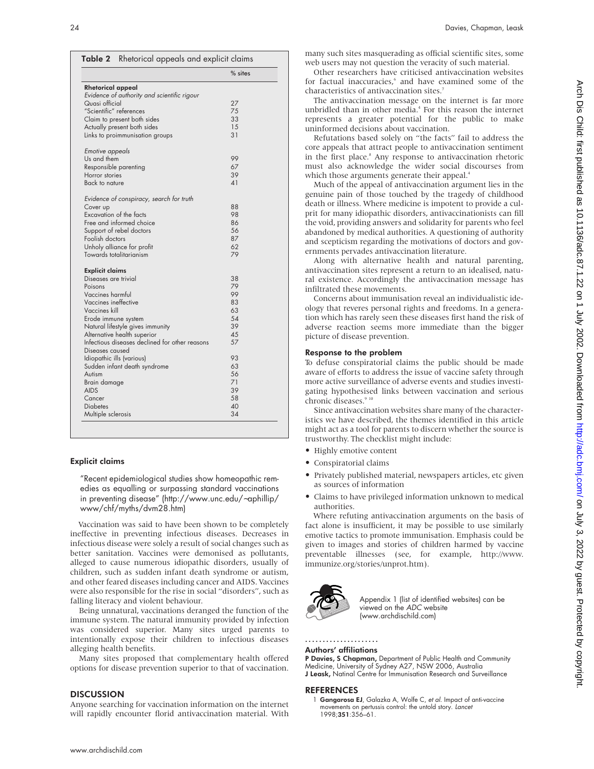**Table 2** Rhetorical appeals and explicit claims

| | % sites |
|---|---|
| **Rhetorical appeal** | |
| *Evidence of authority and scientific rigour* | |
| Quasi official | 27 |
| "Scientific" references | 75 |
| Claim to present both sides | 33 |
| Actually present both sides | 15 |
| Links to proimmunisation groups | 31 |
| *Emotive appeals* | |
| Us and them | 99 |
| Responsible parenting | 67 |
| Horror stories | 39 |
| Back to nature | 41 |
| *Evidence of conspiracy, search for truth* | |
| Cover up | 88 |
| Excavation of the facts | 98 |
| Free and informed choice | 86 |
| Support of rebel doctors | 56 |
| Foolish doctors | 87 |
| Unholy alliance for profit | 62 |
| Towards totalitarianism | 79 |
| **Explicit claims** | |
| Diseases are trivial | 38 |
| Poisons | 79 |
| Vaccines harmful | 99 |
| Vaccines ineffective | 83 |
| Vaccines kill | 63 |
| Erode immune system | 54 |
| Natural lifestyle gives immunity | 39 |
| Alternative health superior | 45 |
| Infectious diseases declined for other reasons | 57 |
| Diseases caused | |
| Idiopathic ills (various) | 93 |
| Sudden infant death syndrome | 63 |
| Autism | 56 |
| Brain damage | 71 |
| AIDS | 39 |
| Cancer | 58 |
| Diabetes | 40 |
| Multiple sclerosis | 34 |

#### Explicit claims

> "Recent epidemiological studies show homeopathic remedies as equalling or surpassing standard vaccinations in preventing disease" (http://www.unc.edu/~aphillip/www/chf/myths/dvm28.htm)

Vaccination was said to have been shown to be completely ineffective in preventing infectious diseases. Decreases in infectious disease were solely a result of social changes such as better sanitation. Vaccines were demonised as pollutants, alleged to cause numerous idiopathic disorders, usually of children, such as sudden infant death syndrome or autism, and other feared diseases including cancer and AIDS. Vaccines were also responsible for the rise in social "disorders", such as falling literacy and violent behaviour.

Being unnatural, vaccinations deranged the function of the immune system. The natural immunity provided by infection was considered superior. Many sites urged parents to intentionally expose their children to infectious diseases alleging health benefits.

Many sites proposed that complementary health offered options for disease prevention superior to that of vaccination.

## DISCUSSION

Anyone searching for vaccination information on the internet will rapidly encounter florid antivaccination material. With many such sites masquerading as official scientific sites, some web users may not question the veracity of such material.

Other researchers have criticised antivaccination websites for factual inaccuracies,[6] and have examined some of the characteristics of antivaccination sites.[7]

The antivaccination message on the internet is far more unbridled than in other media.[4] For this reason the internet represents a greater potential for the public to make uninformed decisions about vaccination.

Refutations based solely on "the facts" fail to address the core appeals that attract people to antivaccination sentiment in the first place.[8] Any response to antivaccination rhetoric must also acknowledge the wider social discourses from which those arguments generate their appeal.[4]

Much of the appeal of antivaccination argument lies in the genuine pain of those touched by the tragedy of childhood death or illness. Where medicine is impotent to provide a culprit for many idiopathic disorders, antivaccinationists can fill the void, providing answers and solidarity for parents who feel abandoned by medical authorities. A questioning of authority and scepticism regarding the motivations of doctors and governments pervades antivaccination literature.

Along with alternative health and natural parenting, antivaccination sites represent a return to an idealised, natural existence. Accordingly the antivaccination message has infiltrated these movements.

Concerns about immunisation reveal an individualistic ideology that reveres personal rights and freedoms. In a generation which has rarely seen these diseases first hand the risk of adverse reaction seems more immediate than the bigger picture of disease prevention.

#### Response to the problem

To defuse conspiratorial claims the public should be made aware of efforts to address the issue of vaccine safety through more active surveillance of adverse events and studies investigating hypothesised links between vaccination and serious chronic diseases.[9,10]

Since antivaccination websites share many of the characteristics we have described, the themes identified in this article might act as a tool for parents to discern whether the source is trustworthy. The checklist might include:

- Highly emotive content
- Conspiratorial claims
- Privately published material, newspapers articles, etc given as sources of information
- Claims to have privileged information unknown to medical authorities.

Where refuting antivaccination arguments on the basis of fact alone is insufficient, it may be possible to use similarly emotive tactics to promote immunisation. Emphasis could be given to images and stories of children harmed by vaccine preventable illnesses (see, for example, http://www.immunize.org/stories/unprot.htm).

Appendix 1 (list of identified websites) can be viewed on the *ADC* website (www.archdischild.com)

#### Authors' affiliations

**P Davies, S Chapman,** Department of Public Health and Community Medicine, University of Sydney A27, NSW 2006, Australia
**J Leask,** Natinal Centre for Immunisation Research and Surveillance

## REFERENCES

1 **Gangarosa EJ**, Galazka A, Wolfe C, *et al.* Impact of anti-vaccine movements on pertussis control: the untold story. *Lancet* 1998;**351**:356–61.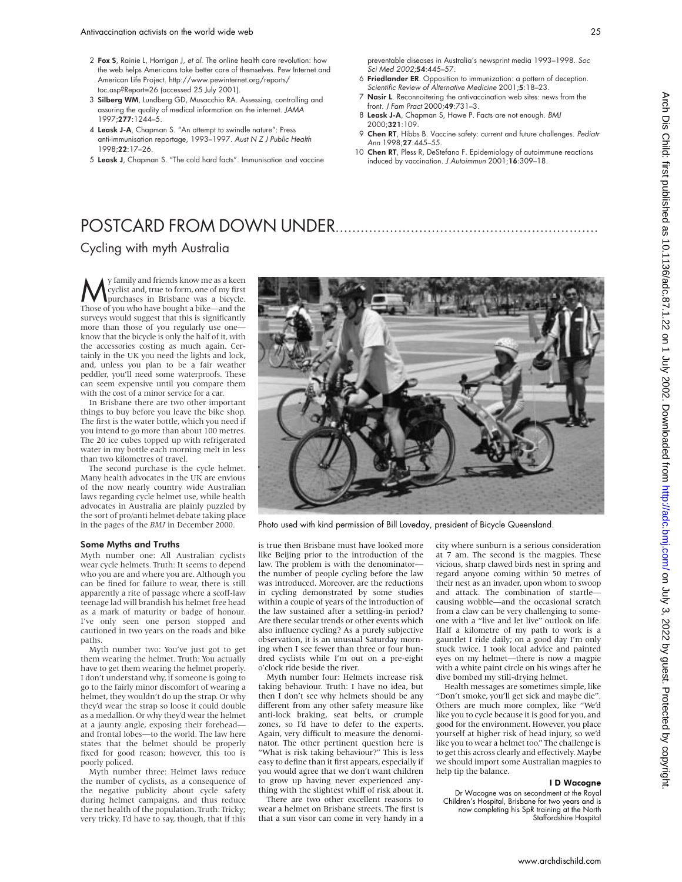2 **Fox S**, Rainie L, Horrigan J, *et al*. The online health care revolution: how the web helps Americans take better care of themselves. Pew Internet and American Life Project. http://www.pewinternet.org/reports/toc.asp?Report=26 (accessed 25 July 2001).

3 **Silberg WM**, Lundberg GD, Musacchio RA. Assessing, controlling and assuring the quality of medical information on the internet. *JAMA* 1997;**277**:1244–5.

4 **Leask J-A**, Chapman S. "An attempt to swindle nature": Press anti-immunisation reportage, 1993–1997. *Aust N Z J Public Health* 1998;**22**:17–26.

5 **Leask J**, Chapman S. "The cold hard facts". Immunisation and vaccine preventable diseases in Australia's newsprint media 1993–1998. *Soc Sci Med 2002*;**54**:445–57.

6 **Friedlander ER**. Opposition to immunization: a pattern of deception. *Scientific Review of Alternative Medicine* 2001;**5**:18–23.

7 **Nasir L**. Reconnoitering the antivaccination web sites: news from the front. *J Fam Pract* 2000;**49**:731–3.

8 **Leask J-A**, Chapman S, Hawe P. Facts are not enough. *BMJ* 2000;**321**:109.

9 **Chen RT**, Hibbs B. Vaccine safety: current and future challenges. *Pediatr Ann* 1998;**27**:445–55.

10 **Chen RT**, Pless R, DeStefano F. Epidemiology of autoimmune reactions induced by vaccination. *J Autoimmun* 2001;**16**:309–18.

# POSTCARD FROM DOWN UNDER

## Cycling with myth Australia

My family and friends know me as a keen cyclist and, true to form, one of my first purchases in Brisbane was a bicycle. Those of you who have bought a bike—and the surveys would suggest that this is significantly more than those of you regularly use one—know that the bicycle is only the half of it, with the accessories costing as much again. Certainly in the UK you need the lights and lock, and, unless you plan to be a fair weather peddler, you'll need some waterproofs. These can seem expensive until you compare them with the cost of a minor service for a car.

In Brisbane there are two other important things to buy before you leave the bike shop. The first is the water bottle, which you need if you intend to go more than about 100 metres. The 20 ice cubes topped up with refrigerated water in my bottle each morning melt in less than two kilometres of travel.

The second purchase is the cycle helmet. Many health advocates in the UK are envious of the now nearly country wide Australian laws regarding cycle helmet use, while health advocates in Australia are plainly puzzled by the sort of pro/anti helmet debate taking place in the pages of the *BMJ* in December 2000.

Photo used with kind permission of Bill Loveday, president of Bicycle Queensland.

### Some Myths and Truths

Myth number one: All Australian cyclists wear cycle helmets. Truth: It seems to depend who you are and where you are. Although you can be fined for failure to wear, there is still apparently a rite of passage where a scoff-law teenage lad will brandish his helmet free head as a mark of maturity or badge of honour. I've only seen one person stopped and cautioned in two years on the roads and bike paths.

Myth number two: You've just got to get them wearing the helmet. Truth: You actually have to get them wearing the helmet properly. I don't understand why, if someone is going to go to the fairly minor discomfort of wearing a helmet, they wouldn't do up the strap. Or why they'd wear the strap so loose it could double as a medallion. Or why they'd wear the helmet at a jaunty angle, exposing their forehead—and frontal lobes—to the world. The law here states that the helmet should be properly fixed for good reason; however, this too is poorly policed.

Myth number three: Helmet laws reduce the number of cyclists, as a consequence of the negative publicity about cycle safety during helmet campaigns, and thus reduce the net health of the population. Truth: Tricky; very tricky. I'd have to say, though, that if this is true then Brisbane must have looked more like Beijing prior to the introduction of the law. The problem is with the denominator—the number of people cycling before the law was introduced. Moreover, are the reductions in cycling demonstrated by some studies within a couple of years of the introduction of the law sustained after a settling-in period? Are there secular trends or other events which also influence cycling? As a purely subjective observation, it is an unusual Saturday morning when I see fewer than three or four hundred cyclists while I'm out on a pre-eight o'clock ride beside the river.

Myth number four: Helmets increase risk taking behaviour. Truth: I have no idea, but then I don't see why helmets should be any different from any other safety measure like anti-lock braking, seat belts, or crumple zones, so I'd have to defer to the experts. Again, very difficult to measure the denominator. The other pertinent question here is "What is risk taking behaviour?" This is less easy to define than it first appears, especially if you would agree that we don't want children to grow up having never experienced anything with the slightest whiff of risk about it.

There are two other excellent reasons to wear a helmet on Brisbane streets. The first is that a sun visor can come in very handy in a city where sunburn is a serious consideration at 7 am. The second is the magpies. These vicious, sharp clawed birds nest in spring and regard anyone coming within 50 metres of their nest as an invader, upon whom to swoop and attack. The combination of startle—causing wobble—and the occasional scratch from a claw can be very challenging to someone with a "live and let live" outlook on life. Half a kilometre of my path to work is a gauntlet I ride daily; on a good day I'm only stuck twice. I took local advice and painted eyes on my helmet—there is now a magpie with a white paint circle on his wings after he dive bombed my still-drying helmet.

Health messages are sometimes simple, like "Don't smoke, you'll get sick and maybe die". Others are much more complex, like "We'd like you to cycle because it is good for you, and good for the environment. However, you place yourself at higher risk of head injury, so we'd like you to wear a helmet too." The challenge is to get this across clearly and effectively. Maybe we should import some Australian magpies to help tip the balance.

**I D Wacogne**

Dr Wacogne was on secondment at the Royal Children's Hospital, Brisbane for two years and is now completing his SpR training at the North Staffordshire Hospital